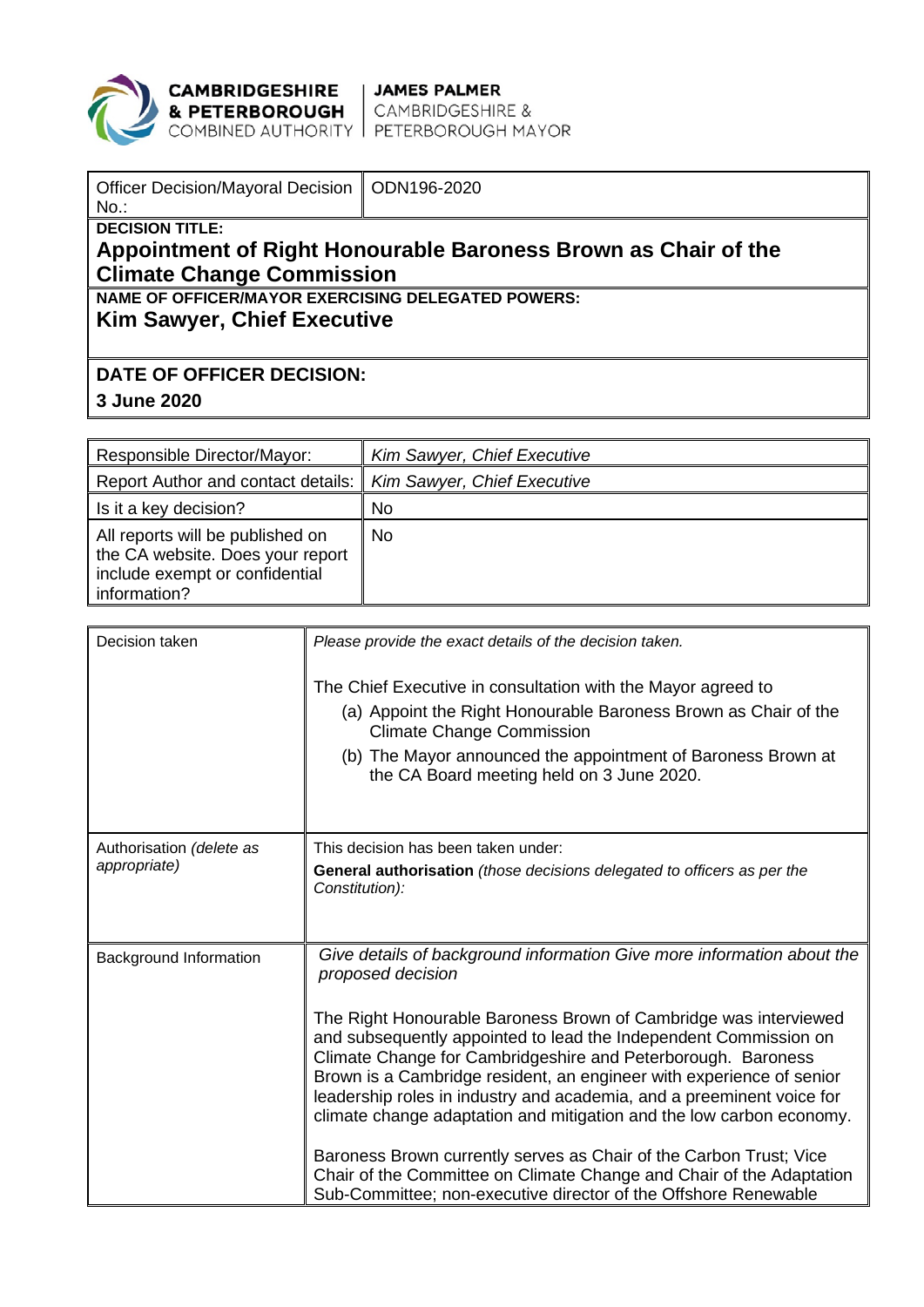**CAMBRIDGESHIRE & PETERBOROUGH** COMBINED AUTHORITY | **JAMES PALMER** CAMBRIDGESHIRE & PETERBOROUGH MAYOR

| Officer Decision/Mayoral Decision No.: | ODN196-2020 |
|---|---|

**DECISION TITLE:**

**Appointment of Right Honourable Baroness Brown as Chair of the Climate Change Commission**

**NAME OF OFFICER/MAYOR EXERCISING DELEGATED POWERS:**

**Kim Sawyer, Chief Executive**

**DATE OF OFFICER DECISION:**

**3 June 2020**

| Responsible Director/Mayor: | *Kim Sawyer, Chief Executive* |
|---|---|
| Report Author and contact details: | *Kim Sawyer, Chief Executive* |
| Is it a key decision? | No |
| All reports will be published on the CA website. Does your report include exempt or confidential information? | No |

| Decision taken | *Please provide the exact details of the decision taken.*<br><br>The Chief Executive in consultation with the Mayor agreed to<br>(a) Appoint the Right Honourable Baroness Brown as Chair of the Climate Change Commission<br>(b) The Mayor announced the appointment of Baroness Brown at the CA Board meeting held on 3 June 2020. |
|---|---|
| Authorisation *(delete as appropriate)* | This decision has been taken under:<br>**General authorisation** *(those decisions delegated to officers as per the Constitution):* |
| Background Information | *Give details of background information Give more information about the proposed decision*<br><br>The Right Honourable Baroness Brown of Cambridge was interviewed and subsequently appointed to lead the Independent Commission on Climate Change for Cambridgeshire and Peterborough. Baroness Brown is a Cambridge resident, an engineer with experience of senior leadership roles in industry and academia, and a preeminent voice for climate change adaptation and mitigation and the low carbon economy.<br><br>Baroness Brown currently serves as Chair of the Carbon Trust; Vice Chair of the Committee on Climate Change and Chair of the Adaptation Sub-Committee; non-executive director of the Offshore Renewable |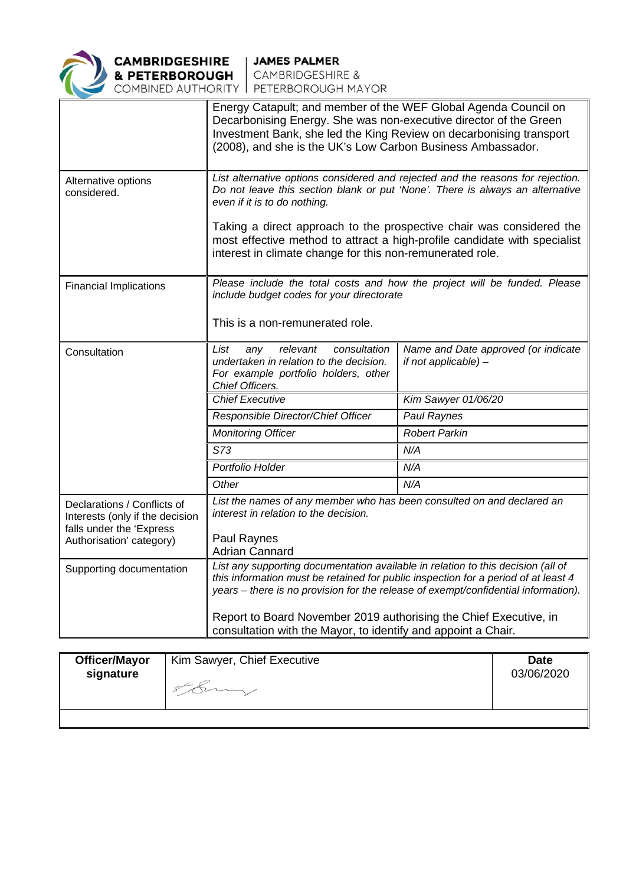| | | |
|---|---|---|
| | Energy Catapult; and member of the WEF Global Agenda Council on Decarbonising Energy. She was non-executive director of the Green Investment Bank, she led the King Review on decarbonising transport (2008), and she is the UK's Low Carbon Business Ambassador. | |
| Alternative options considered. | *List alternative options considered and rejected and the reasons for rejection. Do not leave this section blank or put 'None'. There is always an alternative even if it is to do nothing.*<br><br>Taking a direct approach to the prospective chair was considered the most effective method to attract a high-profile candidate with specialist interest in climate change for this non-remunerated role. | |
| Financial Implications | *Please include the total costs and how the project will be funded. Please include budget codes for your directorate*<br><br>This is a non-remunerated role. | |
| Consultation | *List any relevant consultation undertaken in relation to the decision. For example portfolio holders, other Chief Officers.* | *Name and Date approved (or indicate if not applicable) –* |
| | *Chief Executive* | *Kim Sawyer 01/06/20* |
| | *Responsible Director/Chief Officer* | *Paul Raynes* |
| | *Monitoring Officer* | *Robert Parkin* |
| | *S73* | *N/A* |
| | *Portfolio Holder* | *N/A* |
| | *Other* | *N/A* |
| Declarations / Conflicts of Interests (only if the decision falls under the 'Express Authorisation' category) | *List the names of any member who has been consulted on and declared an interest in relation to the decision.*<br><br>Paul Raynes<br>Adrian Cannard | |
| Supporting documentation | *List any supporting documentation available in relation to this decision (all of this information must be retained for public inspection for a period of at least 4 years – there is no provision for the release of exempt/confidential information).*<br><br>Report to Board November 2019 authorising the Chief Executive, in consultation with the Mayor, to identify and appoint a Chair. | |

| | | |
|---|---|---|
| **Officer/Mayor signature** | Kim Sawyer, Chief Executive | **Date**<br>03/06/2020 |